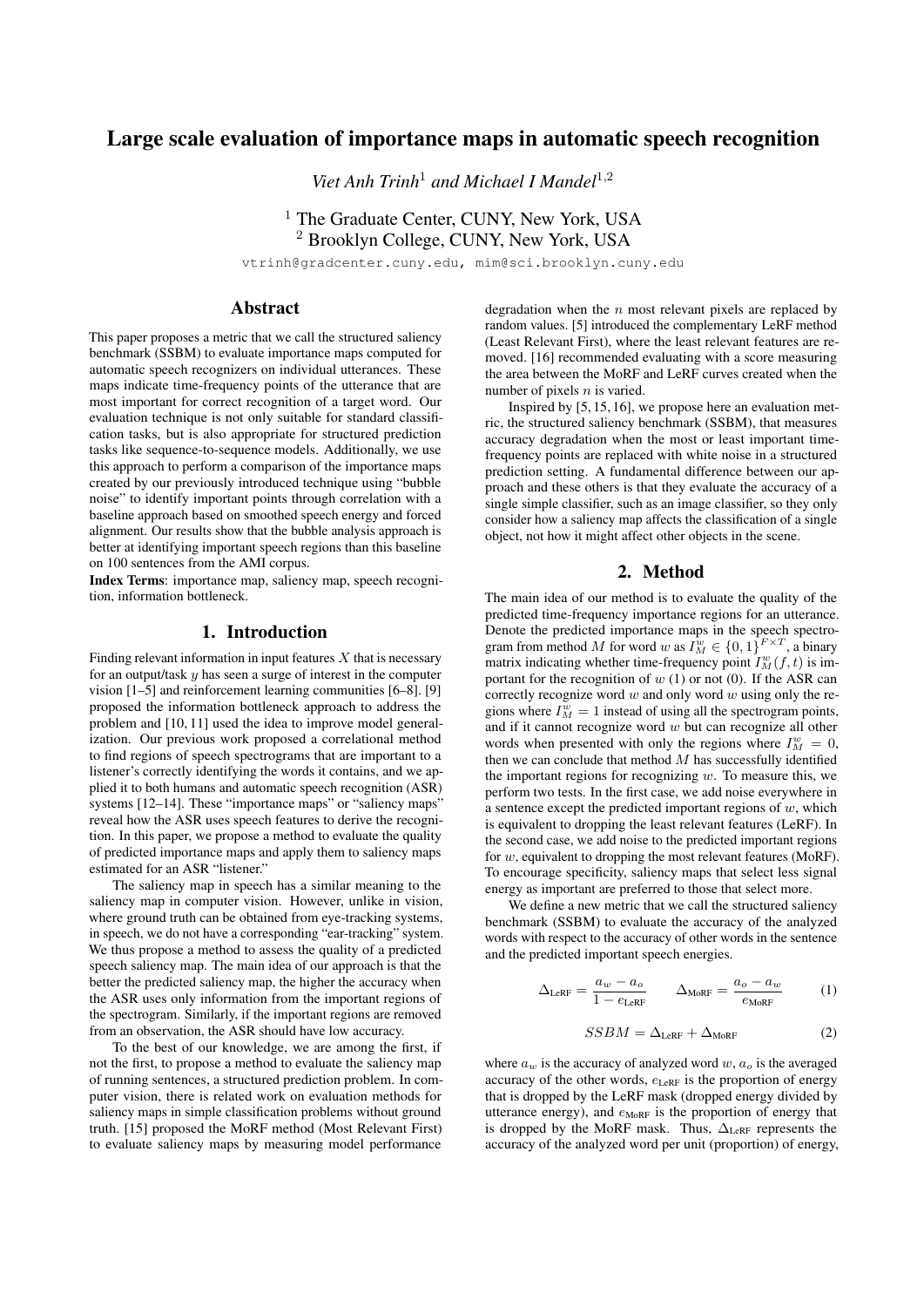# Large scale evaluation of importance maps in automatic speech recognition

*Viet Anh Trinh*[1] *and Michael I Mandel*[1,2]

[1] The Graduate Center, CUNY, New York, USA
[2] Brooklyn College, CUNY, New York, USA

vtrinh@gradcenter.cuny.edu, mim@sci.brooklyn.cuny.edu

## Abstract

This paper proposes a metric that we call the structured saliency benchmark (SSBM) to evaluate importance maps computed for automatic speech recognizers on individual utterances. These maps indicate time-frequency points of the utterance that are most important for correct recognition of a target word. Our evaluation technique is not only suitable for standard classification tasks, but is also appropriate for structured prediction tasks like sequence-to-sequence models. Additionally, we use this approach to perform a comparison of the importance maps created by our previously introduced technique using "bubble noise" to identify important points through correlation with a baseline approach based on smoothed speech energy and forced alignment. Our results show that the bubble analysis approach is better at identifying important speech regions than this baseline on 100 sentences from the AMI corpus.

**Index Terms**: importance map, saliency map, speech recognition, information bottleneck.

## 1. Introduction

Finding relevant information in input features $X$ that is necessary for an output/task $y$ has seen a surge of interest in the computer vision [1–5] and reinforcement learning communities [6–8]. [9] proposed the information bottleneck approach to address the problem and [10, 11] used the idea to improve model generalization. Our previous work proposed a correlational method to find regions of speech spectrograms that are important to a listener's correctly identifying the words it contains, and we applied it to both humans and automatic speech recognition (ASR) systems [12–14]. These "importance maps" or "saliency maps" reveal how the ASR uses speech features to derive the recognition. In this paper, we propose a method to evaluate the quality of predicted importance maps and apply them to saliency maps estimated for an ASR "listener."

The saliency map in speech has a similar meaning to the saliency map in computer vision. However, unlike in vision, where ground truth can be obtained from eye-tracking systems, in speech, we do not have a corresponding "ear-tracking" system. We thus propose a method to assess the quality of a predicted speech saliency map. The main idea of our approach is that the better the predicted saliency map, the higher the accuracy when the ASR uses only information from the important regions of the spectrogram. Similarly, if the important regions are removed from an observation, the ASR should have low accuracy.

To the best of our knowledge, we are among the first, if not the first, to propose a method to evaluate the saliency map of running sentences, a structured prediction problem. In computer vision, there is related work on evaluation methods for saliency maps in simple classification problems without ground truth. [15] proposed the MoRF method (Most Relevant First) to evaluate saliency maps by measuring model performance degradation when the $n$ most relevant pixels are replaced by random values. [5] introduced the complementary LeRF method (Least Relevant First), where the least relevant features are removed. [16] recommended evaluating with a score measuring the area between the MoRF and LeRF curves created when the number of pixels $n$ is varied.

Inspired by [5, 15, 16], we propose here an evaluation metric, the structured saliency benchmark (SSBM), that measures accuracy degradation when the most or least important time-frequency points are replaced with white noise in a structured prediction setting. A fundamental difference between our approach and these others is that they evaluate the accuracy of a single simple classifier, such as an image classifier, so they only consider how a saliency map affects the classification of a single object, not how it might affect other objects in the scene.

## 2. Method

The main idea of our method is to evaluate the quality of the predicted time-frequency importance regions for an utterance. Denote the predicted importance maps in the speech spectrogram from method $M$ for word $w$ as $I_M^w \in \{0,1\}^{F \times T}$, a binary matrix indicating whether time-frequency point $I_M^w(f,t)$ is important for the recognition of $w$ (1) or not (0). If the ASR can correctly recognize word $w$ and only word $w$ using only the regions where $I_M^w = 1$ instead of using all the spectrogram points, and if it cannot recognize word $w$ but can recognize all other words when presented with only the regions where $I_M^w = 0$, then we can conclude that method $M$ has successfully identified the important regions for recognizing $w$. To measure this, we perform two tests. In the first case, we add noise everywhere in a sentence except the predicted important regions of $w$, which is equivalent to dropping the least relevant features (LeRF). In the second case, we add noise to the predicted important regions for $w$, equivalent to dropping the most relevant features (MoRF). To encourage specificity, saliency maps that select less signal energy as important are preferred to those that select more.

We define a new metric that we call the structured saliency benchmark (SSBM) to evaluate the accuracy of the analyzed words with respect to the accuracy of other words in the sentence and the predicted important speech energies.

$$\Delta_{\text{LeRF}} = \frac{a_w - a_o}{1 - e_{\text{LeRF}}} \qquad \Delta_{\text{MoRF}} = \frac{a_o - a_w}{e_{\text{MoRF}}} \tag{1}$$

$$SSBM = \Delta_{\text{LeRF}} + \Delta_{\text{MoRF}} \tag{2}$$

where $a_w$ is the accuracy of analyzed word $w$, $a_o$ is the averaged accuracy of the other words, $e_{\text{LeRF}}$ is the proportion of energy that is dropped by the LeRF mask (dropped energy divided by utterance energy), and $e_{\text{MoRF}}$ is the proportion of energy that is dropped by the MoRF mask. Thus, $\Delta_{\text{LeRF}}$ represents the accuracy of the analyzed word per unit (proportion) of energy,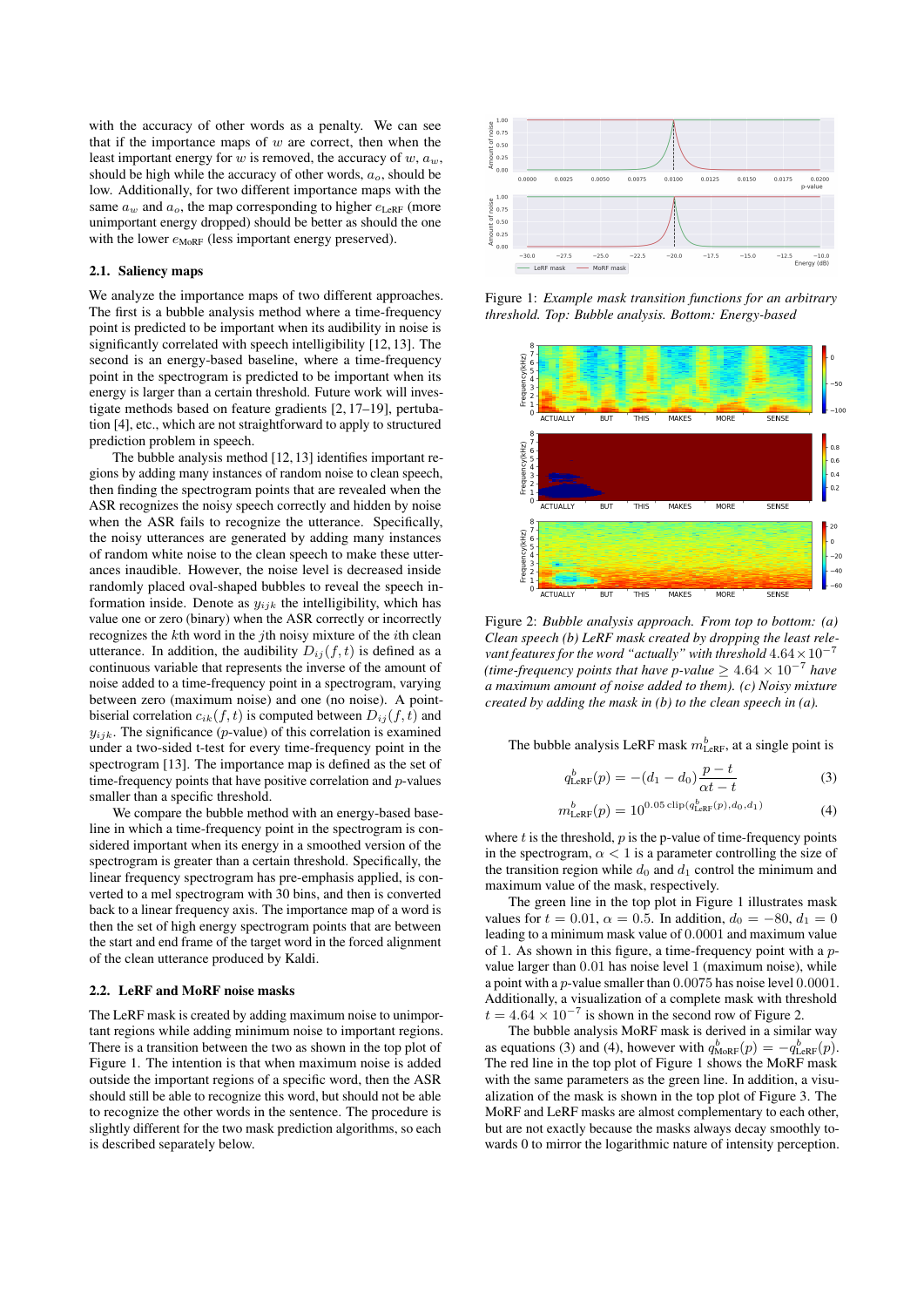with the accuracy of other words as a penalty. We can see that if the importance maps of $w$ are correct, then when the least important energy for $w$ is removed, the accuracy of $w$, $a_w$, should be high while the accuracy of other words, $a_o$, should be low. Additionally, for two different importance maps with the same $a_w$ and $a_o$, the map corresponding to higher $e_{\text{LeRF}}$ (more unimportant energy dropped) should be better as should the one with the lower $e_{\text{MoRF}}$ (less important energy preserved).

### 2.1. Saliency maps

We analyze the importance maps of two different approaches. The first is a bubble analysis method where a time-frequency point is predicted to be important when its audibility in noise is significantly correlated with speech intelligibility [12, 13]. The second is an energy-based baseline, where a time-frequency point in the spectrogram is predicted to be important when its energy is larger than a certain threshold. Future work will investigate methods based on feature gradients [2, 17–19], pertubation [4], etc., which are not straightforward to apply to structured prediction problem in speech.

The bubble analysis method [12, 13] identifies important regions by adding many instances of random noise to clean speech, then finding the spectrogram points that are revealed when the ASR recognizes the noisy speech correctly and hidden by noise when the ASR fails to recognize the utterance. Specifically, the noisy utterances are generated by adding many instances of random white noise to the clean speech to make these utterances inaudible. However, the noise level is decreased inside randomly placed oval-shaped bubbles to reveal the speech information inside. Denote as $y_{ijk}$ the intelligibility, which has value one or zero (binary) when the ASR correctly or incorrectly recognizes the $k$th word in the $j$th noisy mixture of the $i$th clean utterance. In addition, the audibility $D_{ij}(f, t)$ is defined as a continuous variable that represents the inverse of the amount of noise added to a time-frequency point in a spectrogram, varying between zero (maximum noise) and one (no noise). A point-biserial correlation $c_{ik}(f, t)$ is computed between $D_{ij}(f, t)$ and $y_{ijk}$. The significance ($p$-value) of this correlation is examined under a two-sided t-test for every time-frequency point in the spectrogram [13]. The importance map is defined as the set of time-frequency points that have positive correlation and $p$-values smaller than a specific threshold.

We compare the bubble method with an energy-based baseline in which a time-frequency point in the spectrogram is considered important when its energy in a smoothed version of the spectrogram is greater than a certain threshold. Specifically, the linear frequency spectrogram has pre-emphasis applied, is converted to a mel spectrogram with 30 bins, and then is converted back to a linear frequency axis. The importance map of a word is then the set of high energy spectrogram points that are between the start and end frame of the target word in the forced alignment of the clean utterance produced by Kaldi.

### 2.2. LeRF and MoRF noise masks

The LeRF mask is created by adding maximum noise to unimportant regions while adding minimum noise to important regions. There is a transition between the two as shown in the top plot of Figure 1. The intention is that when maximum noise is added outside the important regions of a specific word, then the ASR should still be able to recognize this word, but should not be able to recognize the other words in the sentence. The procedure is slightly different for the two mask prediction algorithms, so each is described separately below.

Figure 1: *Example mask transition functions for an arbitrary threshold. Top: Bubble analysis. Bottom: Energy-based*

Figure 2: *Bubble analysis approach. From top to bottom: (a) Clean speech (b) LeRF mask created by dropping the least relevant features for the word "actually" with threshold $4.64 \times 10^{-7}$ (time-frequency points that have p-value $\geq 4.64 \times 10^{-7}$ have a maximum amount of noise added to them). (c) Noisy mixture created by adding the mask in (b) to the clean speech in (a).*

The bubble analysis LeRF mask $m^b_{\text{LeRF}}$, at a single point is

$$q^b_{\text{LeRF}}(p) = -(d_1 - d_0)\,\frac{p - t}{\alpha t - t} \tag{3}$$

$$m^b_{\text{LeRF}}(p) = 10^{0.05\,\text{clip}(q^b_{\text{LeRF}}(p), d_0, d_1)} \tag{4}$$

where $t$ is the threshold, $p$ is the p-value of time-frequency points in the spectrogram, $\alpha < 1$ is a parameter controlling the size of the transition region while $d_0$ and $d_1$ control the minimum and maximum value of the mask, respectively.

The green line in the top plot in Figure 1 illustrates mask values for $t = 0.01$, $\alpha = 0.5$. In addition, $d_0 = -80$, $d_1 = 0$ leading to a minimum mask value of $0.0001$ and maximum value of 1. As shown in this figure, a time-frequency point with a $p$-value larger than $0.01$ has noise level 1 (maximum noise), while a point with a $p$-value smaller than $0.0075$ has noise level $0.0001$. Additionally, a visualization of a complete mask with threshold $t = 4.64 \times 10^{-7}$ is shown in the second row of Figure 2.

The bubble analysis MoRF mask is derived in a similar way as equations (3) and (4), however with $q^b_{\text{MoRF}}(p) = -q^b_{\text{LeRF}}(p)$. The red line in the top plot of Figure 1 shows the MoRF mask with the same parameters as the green line. In addition, a visualization of the mask is shown in the top plot of Figure 3. The MoRF and LeRF masks are almost complementary to each other, but are not exactly because the masks always decay smoothly towards 0 to mirror the logarithmic nature of intensity perception.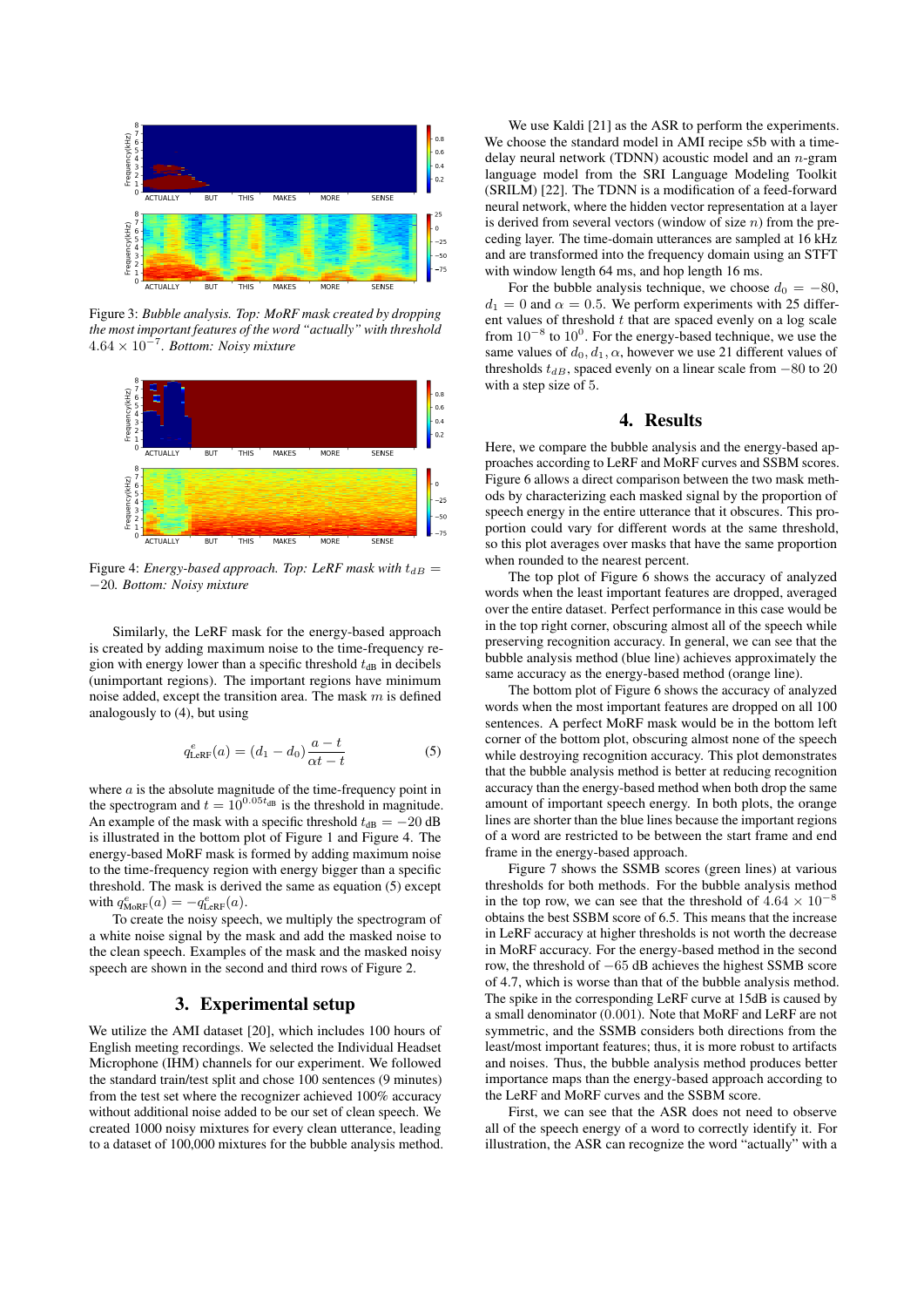Figure 3: *Bubble analysis. Top: MoRF mask created by dropping the most important features of the word "actually" with threshold* $4.64 \times 10^{-7}$*. Bottom: Noisy mixture*

Figure 4: *Energy-based approach. Top: LeRF mask with* $t_{dB} = -20$*. Bottom: Noisy mixture*

Similarly, the LeRF mask for the energy-based approach is created by adding maximum noise to the time-frequency region with energy lower than a specific threshold $t_{\text{dB}}$ in decibels (unimportant regions). The important regions have minimum noise added, except the transition area. The mask $m$ is defined analogously to (4), but using

$$q^e_{\text{LeRF}}(a) = (d_1 - d_0)\frac{a - t}{\alpha t - t} \tag{5}$$

where $a$ is the absolute magnitude of the time-frequency point in the spectrogram and $t = 10^{0.05 t_{\text{dB}}}$ is the threshold in magnitude. An example of the mask with a specific threshold $t_{\text{dB}} = -20$ dB is illustrated in the bottom plot of Figure 1 and Figure 4. The energy-based MoRF mask is formed by adding maximum noise to the time-frequency region with energy bigger than a specific threshold. The mask is derived the same as equation (5) except with $q^e_{\text{MoRF}}(a) = -q^e_{\text{LeRF}}(a)$.

To create the noisy speech, we multiply the spectrogram of a white noise signal by the mask and add the masked noise to the clean speech. Examples of the mask and the masked noisy speech are shown in the second and third rows of Figure 2.

# 3. Experimental setup

We utilize the AMI dataset [20], which includes 100 hours of English meeting recordings. We selected the Individual Headset Microphone (IHM) channels for our experiment. We followed the standard train/test split and chose 100 sentences (9 minutes) from the test set where the recognizer achieved 100% accuracy without additional noise added to be our set of clean speech. We created 1000 noisy mixtures for every clean utterance, leading to a dataset of 100,000 mixtures for the bubble analysis method.

We use Kaldi [21] as the ASR to perform the experiments. We choose the standard model in AMI recipe s5b with a time-delay neural network (TDNN) acoustic model and an $n$-gram language model from the SRI Language Modeling Toolkit (SRILM) [22]. The TDNN is a modification of a feed-forward neural network, where the hidden vector representation at a layer is derived from several vectors (window of size $n$) from the preceding layer. The time-domain utterances are sampled at 16 kHz and are transformed into the frequency domain using an STFT with window length 64 ms, and hop length 16 ms.

For the bubble analysis technique, we choose $d_0 = -80$, $d_1 = 0$ and $\alpha = 0.5$. We perform experiments with 25 different values of threshold $t$ that are spaced evenly on a log scale from $10^{-8}$ to $10^{0}$. For the energy-based technique, we use the same values of $d_0, d_1, \alpha$, however we use 21 different values of thresholds $t_{dB}$, spaced evenly on a linear scale from $-80$ to 20 with a step size of 5.

# 4. Results

Here, we compare the bubble analysis and the energy-based approaches according to LeRF and MoRF curves and SSBM scores. Figure 6 allows a direct comparison between the two mask methods by characterizing each masked signal by the proportion of speech energy in the entire utterance that it obscures. This proportion could vary for different words at the same threshold, so this plot averages over masks that have the same proportion when rounded to the nearest percent.

The top plot of Figure 6 shows the accuracy of analyzed words when the least important features are dropped, averaged over the entire dataset. Perfect performance in this case would be in the top right corner, obscuring almost all of the speech while preserving recognition accuracy. In general, we can see that the bubble analysis method (blue line) achieves approximately the same accuracy as the energy-based method (orange line).

The bottom plot of Figure 6 shows the accuracy of analyzed words when the most important features are dropped on all 100 sentences. A perfect MoRF mask would be in the bottom left corner of the bottom plot, obscuring almost none of the speech while destroying recognition accuracy. This plot demonstrates that the bubble analysis method is better at reducing recognition accuracy than the energy-based method when both drop the same amount of important speech energy. In both plots, the orange lines are shorter than the blue lines because the important regions of a word are restricted to be between the start frame and end frame in the energy-based approach.

Figure 7 shows the SSMB scores (green lines) at various thresholds for both methods. For the bubble analysis method in the top row, we can see that the threshold of $4.64 \times 10^{-8}$ obtains the best SSBM score of 6.5. This means that the increase in LeRF accuracy at higher thresholds is not worth the decrease in MoRF accuracy. For the energy-based method in the second row, the threshold of $-65$ dB achieves the highest SSMB score of 4.7, which is worse than that of the bubble analysis method. The spike in the corresponding LeRF curve at 15dB is caused by a small denominator (0.001). Note that MoRF and LeRF are not symmetric, and the SSBM considers both directions from the least/most important features; thus, it is more robust to artifacts and noises. Thus, the bubble analysis method produces better importance maps than the energy-based approach according to the LeRF and MoRF curves and the SSBM score.

First, we can see that the ASR does not need to observe all of the speech energy of a word to correctly identify it. For illustration, the ASR can recognize the word "actually" with a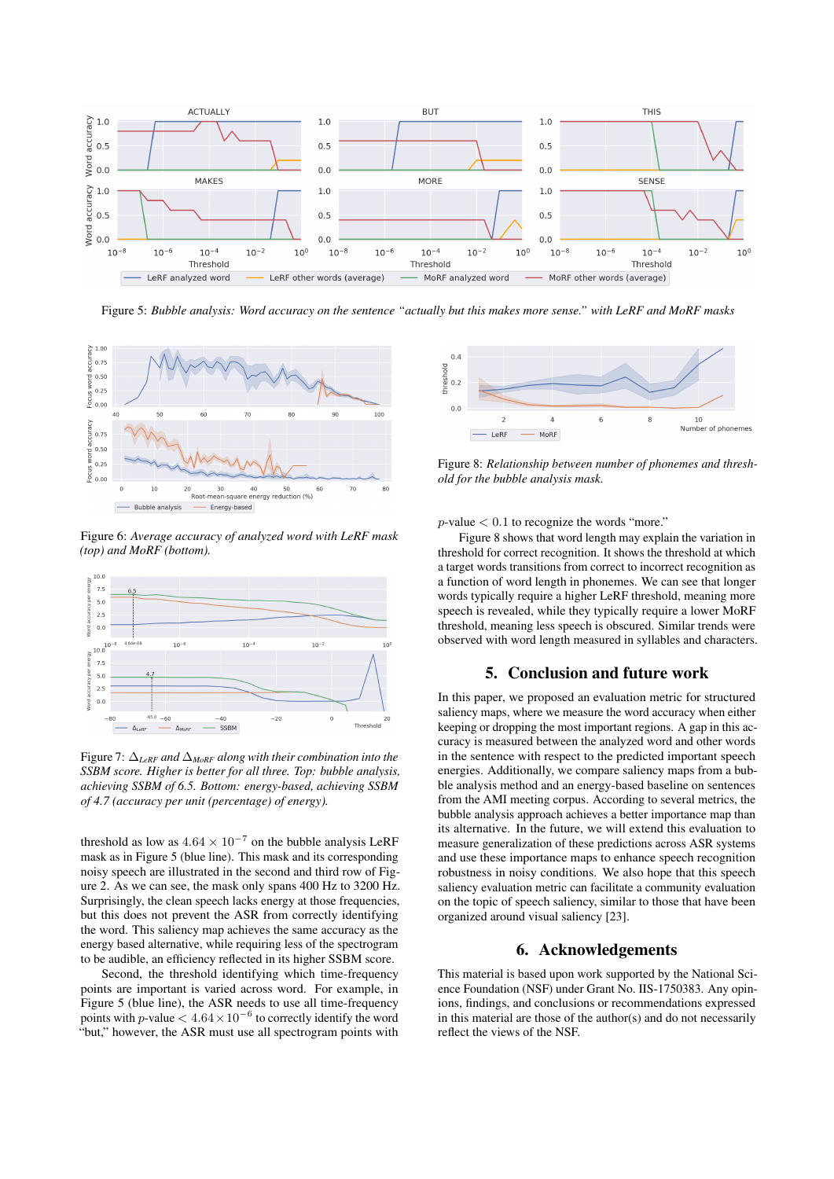Figure 5: *Bubble analysis: Word accuracy on the sentence "actually but this makes more sense." with LeRF and MoRF masks*

Figure 6: *Average accuracy of analyzed word with LeRF mask (top) and MoRF (bottom).*

Figure 7: $\Delta_{LeRF}$ *and* $\Delta_{MoRF}$ *along with their combination into the SSBM score. Higher is better for all three. Top: bubble analysis, achieving SSBM of 6.5. Bottom: energy-based, achieving SSBM of 4.7 (accuracy per unit (percentage) of energy).*

threshold as low as $4.64 \times 10^{-7}$ on the bubble analysis LeRF mask as in Figure 5 (blue line). This mask and its corresponding noisy speech are illustrated in the second and third row of Figure 2. As we can see, the mask only spans 400 Hz to 3200 Hz. Surprisingly, the clean speech lacks energy at those frequencies, but this does not prevent the ASR from correctly identifying the word. This saliency map achieves the same accuracy as the energy based alternative, while requiring less of the spectrogram to be audible, an efficiency reflected in its higher SSBM score.

Second, the threshold identifying which time-frequency points are important is varied across word. For example, in Figure 5 (blue line), the ASR needs to use all time-frequency points with $p$-value $< 4.64 \times 10^{-6}$ to correctly identify the word "but," however, the ASR must use all spectrogram points with $p$-value $< 0.1$ to recognize the words "more."

Figure 8: *Relationship between number of phonemes and threshold for the bubble analysis mask.*

Figure 8 shows that word length may explain the variation in threshold for correct recognition. It shows the threshold at which a target words transitions from correct to incorrect recognition as a function of word length in phonemes. We can see that longer words typically require a higher LeRF threshold, meaning more speech is revealed, while they typically require a lower MoRF threshold, meaning less speech is obscured. Similar trends were observed with word length measured in syllables and characters.

## 5. Conclusion and future work

In this paper, we proposed an evaluation metric for structured saliency maps, where we measure the word accuracy when either keeping or dropping the most important regions. A gap in this accuracy is measured between the analyzed word and other words in the sentence with respect to the predicted important speech energies. Additionally, we compare saliency maps from a bubble analysis method and an energy-based baseline on sentences from the AMI meeting corpus. According to several metrics, the bubble analysis approach achieves a better importance map than its alternative. In the future, we will extend this evaluation to measure generalization of these predictions across ASR systems and use these importance maps to enhance speech recognition robustness in noisy conditions. We also hope that this speech saliency evaluation metric can facilitate a community evaluation on the topic of speech saliency, similar to those that have been organized around visual saliency [23].

## 6. Acknowledgements

This material is based upon work supported by the National Science Foundation (NSF) under Grant No. IIS-1750383. Any opinions, findings, and conclusions or recommendations expressed in this material are those of the author(s) and do not necessarily reflect the views of the NSF.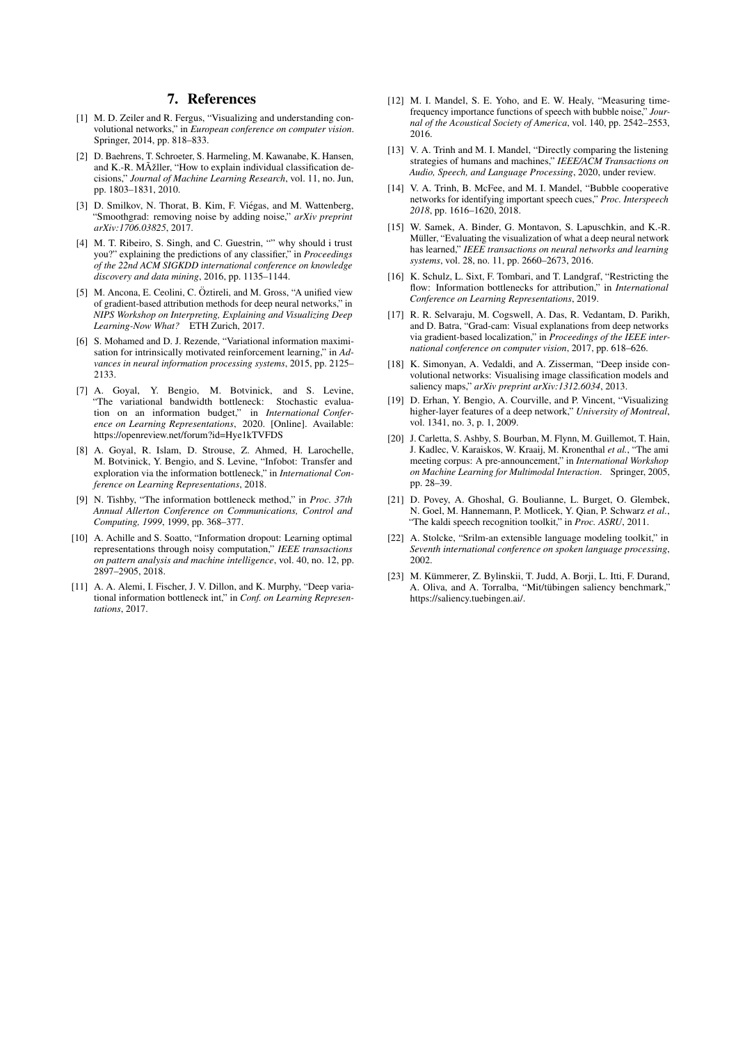## 7. References

[1] M. D. Zeiler and R. Fergus, "Visualizing and understanding convolutional networks," in *European conference on computer vision*. Springer, 2014, pp. 818–833.

[2] D. Baehrens, T. Schroeter, S. Harmeling, M. Kawanabe, K. Hansen, and K.-R. MÃžller, "How to explain individual classification decisions," *Journal of Machine Learning Research*, vol. 11, no. Jun, pp. 1803–1831, 2010.

[3] D. Smilkov, N. Thorat, B. Kim, F. Viégas, and M. Wattenberg, "Smoothgrad: removing noise by adding noise," *arXiv preprint arXiv:1706.03825*, 2017.

[4] M. T. Ribeiro, S. Singh, and C. Guestrin, "" why should i trust you?" explaining the predictions of any classifier," in *Proceedings of the 22nd ACM SIGKDD international conference on knowledge discovery and data mining*, 2016, pp. 1135–1144.

[5] M. Ancona, E. Ceolini, C. Öztireli, and M. Gross, "A unified view of gradient-based attribution methods for deep neural networks," in *NIPS Workshop on Interpreting, Explaining and Visualizing Deep Learning-Now What?* ETH Zurich, 2017.

[6] S. Mohamed and D. J. Rezende, "Variational information maximisation for intrinsically motivated reinforcement learning," in *Advances in neural information processing systems*, 2015, pp. 2125–2133.

[7] A. Goyal, Y. Bengio, M. Botvinick, and S. Levine, "The variational bandwidth bottleneck: Stochastic evaluation on an information budget," in *International Conference on Learning Representations*, 2020. [Online]. Available: https://openreview.net/forum?id=Hye1kTVFDS

[8] A. Goyal, R. Islam, D. Strouse, Z. Ahmed, H. Larochelle, M. Botvinick, Y. Bengio, and S. Levine, "Infobot: Transfer and exploration via the information bottleneck," in *International Conference on Learning Representations*, 2018.

[9] N. Tishby, "The information bottleneck method," in *Proc. 37th Annual Allerton Conference on Communications, Control and Computing, 1999*, 1999, pp. 368–377.

[10] A. Achille and S. Soatto, "Information dropout: Learning optimal representations through noisy computation," *IEEE transactions on pattern analysis and machine intelligence*, vol. 40, no. 12, pp. 2897–2905, 2018.

[11] A. A. Alemi, I. Fischer, J. V. Dillon, and K. Murphy, "Deep variational information bottleneck int," in *Conf. on Learning Representations*, 2017.

[12] M. I. Mandel, S. E. Yoho, and E. W. Healy, "Measuring time-frequency importance functions of speech with bubble noise," *Journal of the Acoustical Society of America*, vol. 140, pp. 2542–2553, 2016.

[13] V. A. Trinh and M. I. Mandel, "Directly comparing the listening strategies of humans and machines," *IEEE/ACM Transactions on Audio, Speech, and Language Processing*, 2020, under review.

[14] V. A. Trinh, B. McFee, and M. I. Mandel, "Bubble cooperative networks for identifying important speech cues," *Proc. Interspeech 2018*, pp. 1616–1620, 2018.

[15] W. Samek, A. Binder, G. Montavon, S. Lapuschkin, and K.-R. Müller, "Evaluating the visualization of what a deep neural network has learned," *IEEE transactions on neural networks and learning systems*, vol. 28, no. 11, pp. 2660–2673, 2016.

[16] K. Schulz, L. Sixt, F. Tombari, and T. Landgraf, "Restricting the flow: Information bottlenecks for attribution," in *International Conference on Learning Representations*, 2019.

[17] R. R. Selvaraju, M. Cogswell, A. Das, R. Vedantam, D. Parikh, and D. Batra, "Grad-cam: Visual explanations from deep networks via gradient-based localization," in *Proceedings of the IEEE international conference on computer vision*, 2017, pp. 618–626.

[18] K. Simonyan, A. Vedaldi, and A. Zisserman, "Deep inside convolutional networks: Visualising image classification models and saliency maps," *arXiv preprint arXiv:1312.6034*, 2013.

[19] D. Erhan, Y. Bengio, A. Courville, and P. Vincent, "Visualizing higher-layer features of a deep network," *University of Montreal*, vol. 1341, no. 3, p. 1, 2009.

[20] J. Carletta, S. Ashby, S. Bourban, M. Flynn, M. Guillemot, T. Hain, J. Kadlec, V. Karaiskos, W. Kraaij, M. Kronenthal *et al.*, "The ami meeting corpus: A pre-announcement," in *International Workshop on Machine Learning for Multimodal Interaction*. Springer, 2005, pp. 28–39.

[21] D. Povey, A. Ghoshal, G. Boulianne, L. Burget, O. Glembek, N. Goel, M. Hannemann, P. Motlicek, Y. Qian, P. Schwarz *et al.*, "The kaldi speech recognition toolkit," in *Proc. ASRU*, 2011.

[22] A. Stolcke, "Srilm-an extensible language modeling toolkit," in *Seventh international conference on spoken language processing*, 2002.

[23] M. Kümmerer, Z. Bylinskii, T. Judd, A. Borji, L. Itti, F. Durand, A. Oliva, and A. Torralba, "Mit/tübingen saliency benchmark," https://saliency.tuebingen.ai/.